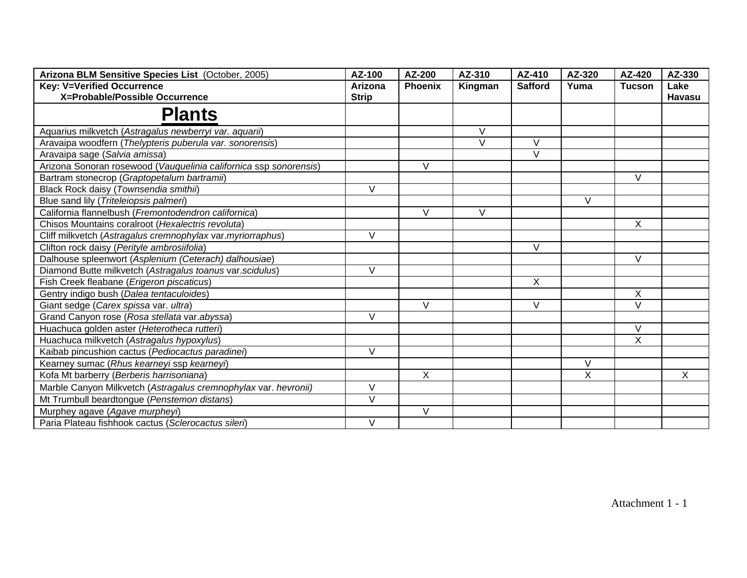| **Arizona BLM Sensitive Species List** (October, 2005) | **AZ-100** | **AZ-200** | **AZ-310** | **AZ-410** | **AZ-320** | **AZ-420** | **AZ-330** |
|---|---|---|---|---|---|---|---|
| **Key: V=Verified Occurrence**<br>**X=Probable/Possible Occurrence** | **Arizona Strip** | **Phoenix** | **Kingman** | **Safford** | **Yuma** | **Tucson** | **Lake Havasu** |
| **Plants** | | | | | | | |
| Aquarius milkvetch (*Astragalus newberryi var. aquarii*) | | | V | | | | |
| Aravaipa woodfern (*Thelypteris puberula var. sonorensis*) | | | V | V | | | |
| Aravaipa sage (*Salvia amissa*) | | | | V | | | |
| Arizona Sonoran rosewood (*Vauquelinia californica* ssp *sonorensis*) | | V | | | | | |
| Bartram stonecrop (*Graptopetalum bartramii*) | | | | | | V | |
| Black Rock daisy (*Townsendia smithii*) | V | | | | | | |
| Blue sand lily (*Triteleiopsis palmeri*) | | | | | V | | |
| California flannelbush (*Fremontodendron californica*) | | V | V | | | | |
| Chisos Mountains coralroot (*Hexalectris revoluta*) | | | | | | X | |
| Cliff milkvetch (*Astragalus cremnophylax* var.*myriorraphus*) | V | | | | | | |
| Clifton rock daisy (*Perityle ambrosiifolia*) | | | | V | | | |
| Dalhouse spleenwort (*Asplenium (Ceterach) dalhousiae*) | | | | | | V | |
| Diamond Butte milkvetch (*Astragalus toanus* var.*scidulus*) | V | | | | | | |
| Fish Creek fleabane (*Erigeron piscaticus*) | | | | X | | | |
| Gentry indigo bush (*Dalea tentaculoides*) | | | | | | X | |
| Giant sedge (*Carex spissa* var. *ultra*) | | V | | V | | V | |
| Grand Canyon rose (*Rosa stellata* var.*abyssa*) | V | | | | | | |
| Huachuca golden aster (*Heterotheca rutteri*) | | | | | | V | |
| Huachuca milkvetch (*Astragalus hypoxylus*) | | | | | | X | |
| Kaibab pincushion cactus (*Pediocactus paradinei*) | V | | | | | | |
| Kearney sumac (*Rhus kearneyi* ssp *kearneyi*) | | | | | V | | |
| Kofa Mt barberry (*Berberis harrisoniana*) | | X | | | X | | X |
| Marble Canyon Milkvetch (*Astragalus cremnophylax* var. *hevronii)* | V | | | | | | |
| Mt Trumbull beardtongue (*Penstemon distans*) | V | | | | | | |
| Murphey agave (*Agave murpheyi*) | | V | | | | | |
| Paria Plateau fishhook cactus (*Sclerocactus sileri*) | V | | | | | | |

Attachment 1 - 1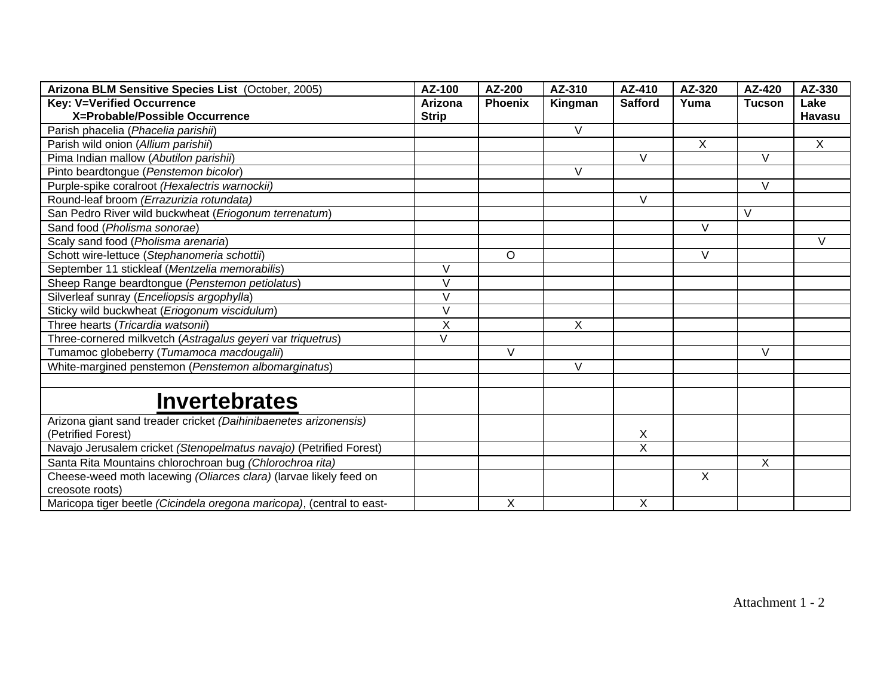| Arizona BLM Sensitive Species List (October, 2005) | AZ-100 | AZ-200 | AZ-310 | AZ-410 | AZ-320 | AZ-420 | AZ-330 |
|---|---|---|---|---|---|---|---|
| **Key: V=Verified Occurrence X=Probable/Possible Occurrence** | **Arizona Strip** | **Phoenix** | **Kingman** | **Safford** | **Yuma** | **Tucson** | **Lake Havasu** |
| Parish phacelia (*Phacelia parishii*) | | | V | | | | |
| Parish wild onion (*Allium parishii*) | | | | | X | | X |
| Pima Indian mallow (*Abutilon parishii*) | | | | V | | V | |
| Pinto beardtongue (*Penstemon bicolor*) | | | V | | | | |
| Purple-spike coralroot *(Hexalectris warnockii)* | | | | | | V | |
| Round-leaf broom *(Errazurizia rotundata)* | | | | V | | | |
| San Pedro River wild buckwheat (*Eriogonum terrenatum*) | | | | | | V | |
| Sand food (*Pholisma sonorae*) | | | | | V | | |
| Scaly sand food (*Pholisma arenaria*) | | | | | | | V |
| Schott wire-lettuce (*Stephanomeria schottii*) | | O | | | V | | |
| September 11 stickleaf (*Mentzelia memorabilis*) | V | | | | | | |
| Sheep Range beardtongue (*Penstemon petiolatus*) | V | | | | | | |
| Silverleaf sunray (*Enceliopsis argophylla*) | V | | | | | | |
| Sticky wild buckwheat (*Eriogonum viscidulum*) | V | | | | | | |
| Three hearts (*Tricardia watsonii*) | X | | X | | | | |
| Three-cornered milkvetch (*Astragalus geyeri* var *triquetrus*) | V | | | | | | |
| Tumamoc globeberry (*Tumamoca macdougalii*) | | V | | | | V | |
| White-margined penstemon (*Penstemon albomarginatus*) | | | V | | | | |
| | | | | | | | |
| **Invertebrates** | | | | | | | |
| Arizona giant sand treader cricket *(Daihinibaenetes arizonensis)* (Petrified Forest) | | | | X | | | |
| Navajo Jerusalem cricket *(Stenopelmatus navajo)* (Petrified Forest) | | | | X | | | |
| Santa Rita Mountains chlorochroan bug *(Chlorochroa rita)* | | | | | | X | |
| Cheese-weed moth lacewing *(Oliarces clara)* (larvae likely feed on creosote roots) | | | | | X | | |
| Maricopa tiger beetle *(Cicindela oregona maricopa)*, (central to east- | | X | | X | | | |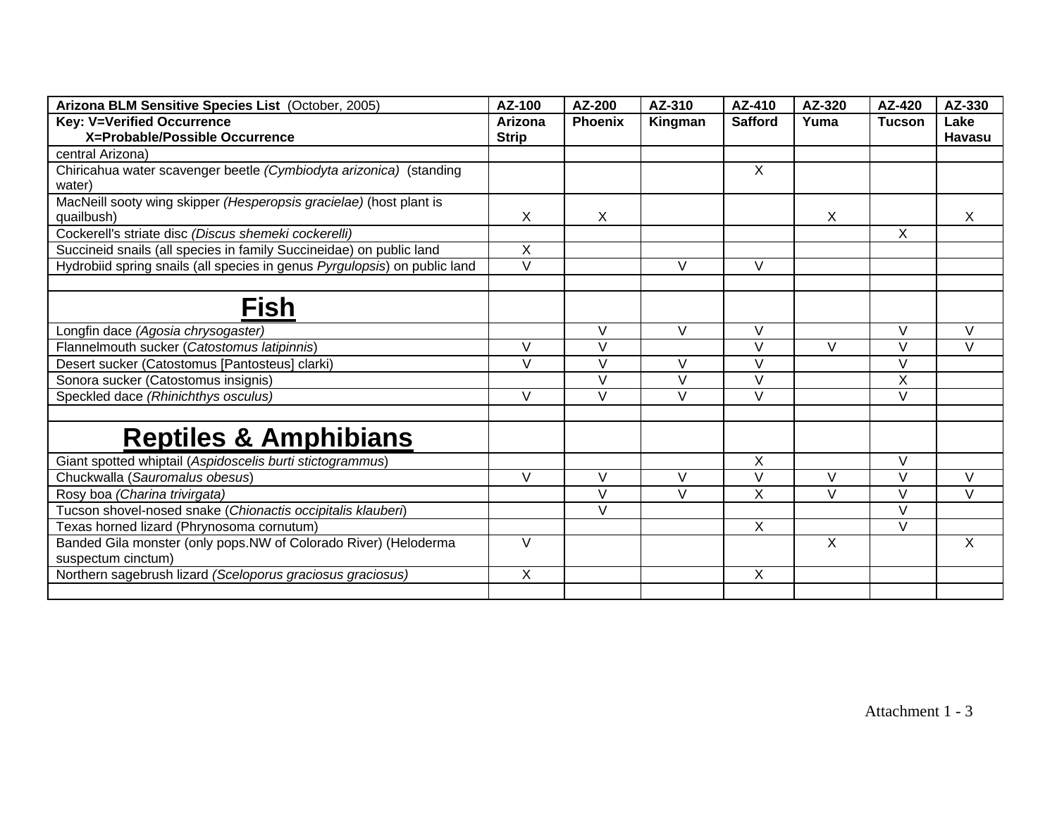| Arizona BLM Sensitive Species List (October, 2005) | AZ-100 | AZ-200 | AZ-310 | AZ-410 | AZ-320 | AZ-420 | AZ-330 |
|---|---|---|---|---|---|---|---|
| **Key: V=Verified Occurrence X=Probable/Possible Occurrence** | **Arizona Strip** | **Phoenix** | **Kingman** | **Safford** | **Yuma** | **Tucson** | **Lake Havasu** |
| central Arizona) | | | | | | | |
| Chiricahua water scavenger beetle *(Cymbiodyta arizonica)* (standing water) | | | | X | | | |
| MacNeill sooty wing skipper *(Hesperopsis gracielae)* (host plant is quailbush) | X | X | | | X | | X |
| Cockerell's striate disc *(Discus shemeki cockerelli)* | | | | | | X | |
| Succineid snails (all species in family Succineidae) on public land | X | | | | | | |
| Hydrobiid spring snails (all species in genus *Pyrgulopsis*) on public land | V | | V | V | | | |
| | | | | | | | |
| **Fish** | | | | | | | |
| Longfin dace *(Agosia chrysogaster)* | | V | V | V | | V | V |
| Flannelmouth sucker (*Catostomus latipinnis*) | V | V | | V | V | V | V |
| Desert sucker (Catostomus [Pantosteus] clarki) | V | V | V | V | | V | |
| Sonora sucker (Catostomus insignis) | | V | V | V | | X | |
| Speckled dace *(Rhinichthys osculus)* | V | V | V | V | | V | |
| | | | | | | | |
| **Reptiles & Amphibians** | | | | | | | |
| Giant spotted whiptail (*Aspidoscelis burti stictogrammus*) | | | | X | | V | |
| Chuckwalla (*Sauromalus obesus*) | V | V | V | V | V | V | V |
| Rosy boa *(Charina trivirgata)* | | V | V | X | V | V | V |
| Tucson shovel-nosed snake (*Chionactis occipitalis klauberi*) | | V | | | | V | |
| Texas horned lizard (Phrynosoma cornutum) | | | | X | | V | |
| Banded Gila monster (only pops.NW of Colorado River) (Heloderma suspectum cinctum) | V | | | | X | | X |
| Northern sagebrush lizard *(Sceloporus graciosus graciosus)* | X | | | X | | | |
| | | | | | | | |

Attachment 1 - 3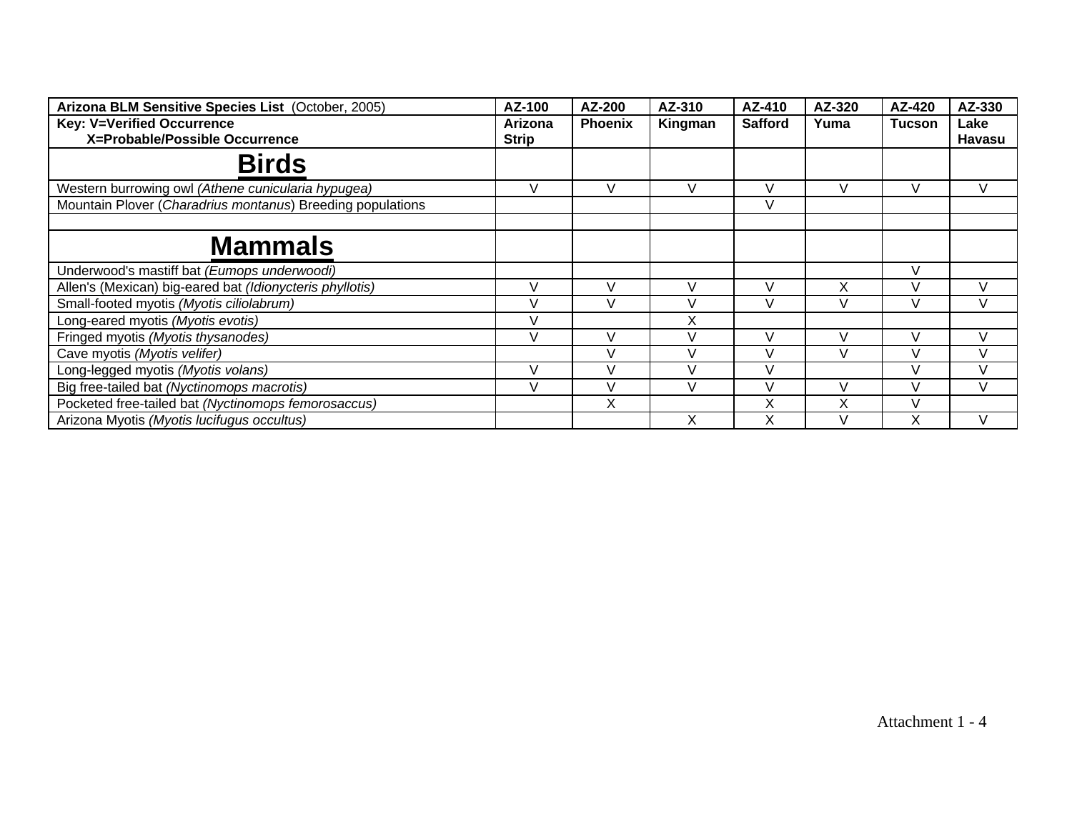| Arizona BLM Sensitive Species List (October, 2005) | AZ-100 | AZ-200 | AZ-310 | AZ-410 | AZ-320 | AZ-420 | AZ-330 |
|---|---|---|---|---|---|---|---|
| **Key: V=Verified Occurrence X=Probable/Possible Occurrence** | **Arizona Strip** | **Phoenix** | **Kingman** | **Safford** | **Yuma** | **Tucson** | **Lake Havasu** |
| **Birds** | | | | | | | |
| Western burrowing owl *(Athene cunicularia hypugea)* | V | V | V | V | V | V | V |
| Mountain Plover (*Charadrius montanus*) Breeding populations | | | | V | | | |
| | | | | | | | |
| **Mammals** | | | | | | | |
| Underwood's mastiff bat *(Eumops underwoodi)* | | | | | | V | |
| Allen's (Mexican) big-eared bat *(Idionycteris phyllotis)* | V | V | V | V | X | V | V |
| Small-footed myotis *(Myotis ciliolabrum)* | V | V | V | V | V | V | V |
| Long-eared myotis *(Myotis evotis)* | V | | X | | | | |
| Fringed myotis *(Myotis thysanodes)* | V | V | V | V | V | V | V |
| Cave myotis *(Myotis velifer)* | | V | V | V | V | V | V |
| Long-legged myotis *(Myotis volans)* | V | V | V | V | | V | V |
| Big free-tailed bat *(Nyctinomops macrotis)* | V | V | V | V | V | V | V |
| Pocketed free-tailed bat *(Nyctinomops femorosaccus)* | | X | | X | X | V | |
| Arizona Myotis *(Myotis lucifugus occultus)* | | | X | X | V | X | V |

Attachment 1 - 4